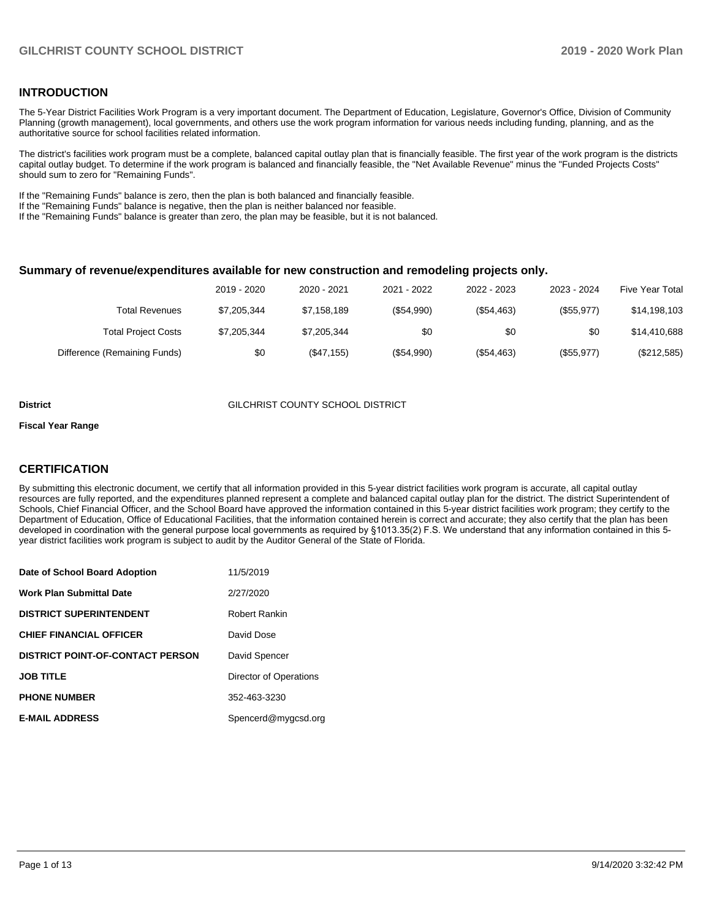## INTRODUCTION

The 5-Year District Facilities Work Program is a very important document. The Department of Education, Legislature, Governor's Office, Division of Community Planning (growth management), local governments, and others use the work program information for various needs including funding, planning, and as the authoritative source for school facilities related information.

The district's facilities work program must be a complete, balanced capital outlay plan that is financially feasible. The first year of the work program is the districts capital outlay budget. To determine if the work program is balanced and financially feasible, the "Net Available Revenue" minus the "Funded Projects Costs" should sum to zero for "Remaining Funds".

If the "Remaining Funds" balance is zero, then the plan is both balanced and financially feasible.
If the "Remaining Funds" balance is negative, then the plan is neither balanced nor feasible.
If the "Remaining Funds" balance is greater than zero, the plan may be feasible, but it is not balanced.

### Summary of revenue/expenditures available for new construction and remodeling projects only.

| | 2019 - 2020 | 2020 - 2021 | 2021 - 2022 | 2022 - 2023 | 2023 - 2024 | Five Year Total |
|---|---|---|---|---|---|---|
| Total Revenues | $7,205,344 | $7,158,189 | ($54,990) | ($54,463) | ($55,977) | $14,198,103 |
| Total Project Costs | $7,205,344 | $7,205,344 | $0 | $0 | $0 | $14,410,688 |
| Difference (Remaining Funds) | $0 | ($47,155) | ($54,990) | ($54,463) | ($55,977) | ($212,585) |

**District** GILCHRIST COUNTY SCHOOL DISTRICT

**Fiscal Year Range**

## CERTIFICATION

By submitting this electronic document, we certify that all information provided in this 5-year district facilities work program is accurate, all capital outlay resources are fully reported, and the expenditures planned represent a complete and balanced capital outlay plan for the district. The district Superintendent of Schools, Chief Financial Officer, and the School Board have approved the information contained in this 5-year district facilities work program; they certify to the Department of Education, Office of Educational Facilities, that the information contained herein is correct and accurate; they also certify that the plan has been developed in coordination with the general purpose local governments as required by §1013.35(2) F.S. We understand that any information contained in this 5-year district facilities work program is subject to audit by the Auditor General of the State of Florida.

| | |
|---|---|
| **Date of School Board Adoption** | 11/5/2019 |
| **Work Plan Submittal Date** | 2/27/2020 |
| **DISTRICT SUPERINTENDENT** | Robert Rankin |
| **CHIEF FINANCIAL OFFICER** | David Dose |
| **DISTRICT POINT-OF-CONTACT PERSON** | David Spencer |
| **JOB TITLE** | Director of Operations |
| **PHONE NUMBER** | 352-463-3230 |
| **E-MAIL ADDRESS** | Spencerd@mygcsd.org |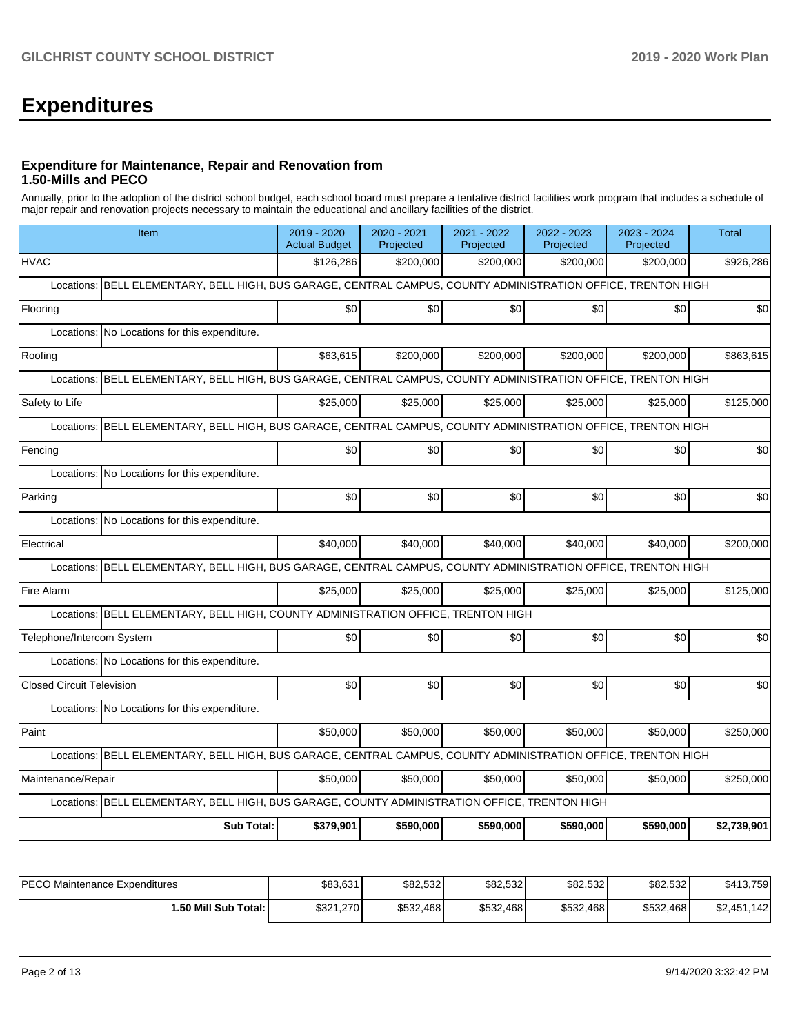# Expenditures

### Expenditure for Maintenance, Repair and Renovation from 1.50-Mills and PECO

Annually, prior to the adoption of the district school budget, each school board must prepare a tentative district facilities work program that includes a schedule of major repair and renovation projects necessary to maintain the educational and ancillary facilities of the district.

| Item | 2019 - 2020 Actual Budget | 2020 - 2021 Projected | 2021 - 2022 Projected | 2022 - 2023 Projected | 2023 - 2024 Projected | Total |
|---|---|---|---|---|---|---|
| HVAC | $126,286 | $200,000 | $200,000 | $200,000 | $200,000 | $926,286 |
| Locations: BELL ELEMENTARY, BELL HIGH, BUS GARAGE, CENTRAL CAMPUS, COUNTY ADMINISTRATION OFFICE, TRENTON HIGH | | | | | | |
| Flooring | $0 | $0 | $0 | $0 | $0 | $0 |
| Locations: No Locations for this expenditure. | | | | | | |
| Roofing | $63,615 | $200,000 | $200,000 | $200,000 | $200,000 | $863,615 |
| Locations: BELL ELEMENTARY, BELL HIGH, BUS GARAGE, CENTRAL CAMPUS, COUNTY ADMINISTRATION OFFICE, TRENTON HIGH | | | | | | |
| Safety to Life | $25,000 | $25,000 | $25,000 | $25,000 | $25,000 | $125,000 |
| Locations: BELL ELEMENTARY, BELL HIGH, BUS GARAGE, CENTRAL CAMPUS, COUNTY ADMINISTRATION OFFICE, TRENTON HIGH | | | | | | |
| Fencing | $0 | $0 | $0 | $0 | $0 | $0 |
| Locations: No Locations for this expenditure. | | | | | | |
| Parking | $0 | $0 | $0 | $0 | $0 | $0 |
| Locations: No Locations for this expenditure. | | | | | | |
| Electrical | $40,000 | $40,000 | $40,000 | $40,000 | $40,000 | $200,000 |
| Locations: BELL ELEMENTARY, BELL HIGH, BUS GARAGE, CENTRAL CAMPUS, COUNTY ADMINISTRATION OFFICE, TRENTON HIGH | | | | | | |
| Fire Alarm | $25,000 | $25,000 | $25,000 | $25,000 | $25,000 | $125,000 |
| Locations: BELL ELEMENTARY, BELL HIGH, COUNTY ADMINISTRATION OFFICE, TRENTON HIGH | | | | | | |
| Telephone/Intercom System | $0 | $0 | $0 | $0 | $0 | $0 |
| Locations: No Locations for this expenditure. | | | | | | |
| Closed Circuit Television | $0 | $0 | $0 | $0 | $0 | $0 |
| Locations: No Locations for this expenditure. | | | | | | |
| Paint | $50,000 | $50,000 | $50,000 | $50,000 | $50,000 | $250,000 |
| Locations: BELL ELEMENTARY, BELL HIGH, BUS GARAGE, CENTRAL CAMPUS, COUNTY ADMINISTRATION OFFICE, TRENTON HIGH | | | | | | |
| Maintenance/Repair | $50,000 | $50,000 | $50,000 | $50,000 | $50,000 | $250,000 |
| Locations: BELL ELEMENTARY, BELL HIGH, BUS GARAGE, COUNTY ADMINISTRATION OFFICE, TRENTON HIGH | | | | | | |
| **Sub Total:** | **$379,901** | **$590,000** | **$590,000** | **$590,000** | **$590,000** | **$2,739,901** |

| | | | | | | |
|---|---|---|---|---|---|---|
| PECO Maintenance Expenditures | $83,631 | $82,532 | $82,532 | $82,532 | $82,532 | $413,759 |
| **1.50 Mill Sub Total:** | $321,270 | $532,468 | $532,468 | $532,468 | $532,468 | $2,451,142 |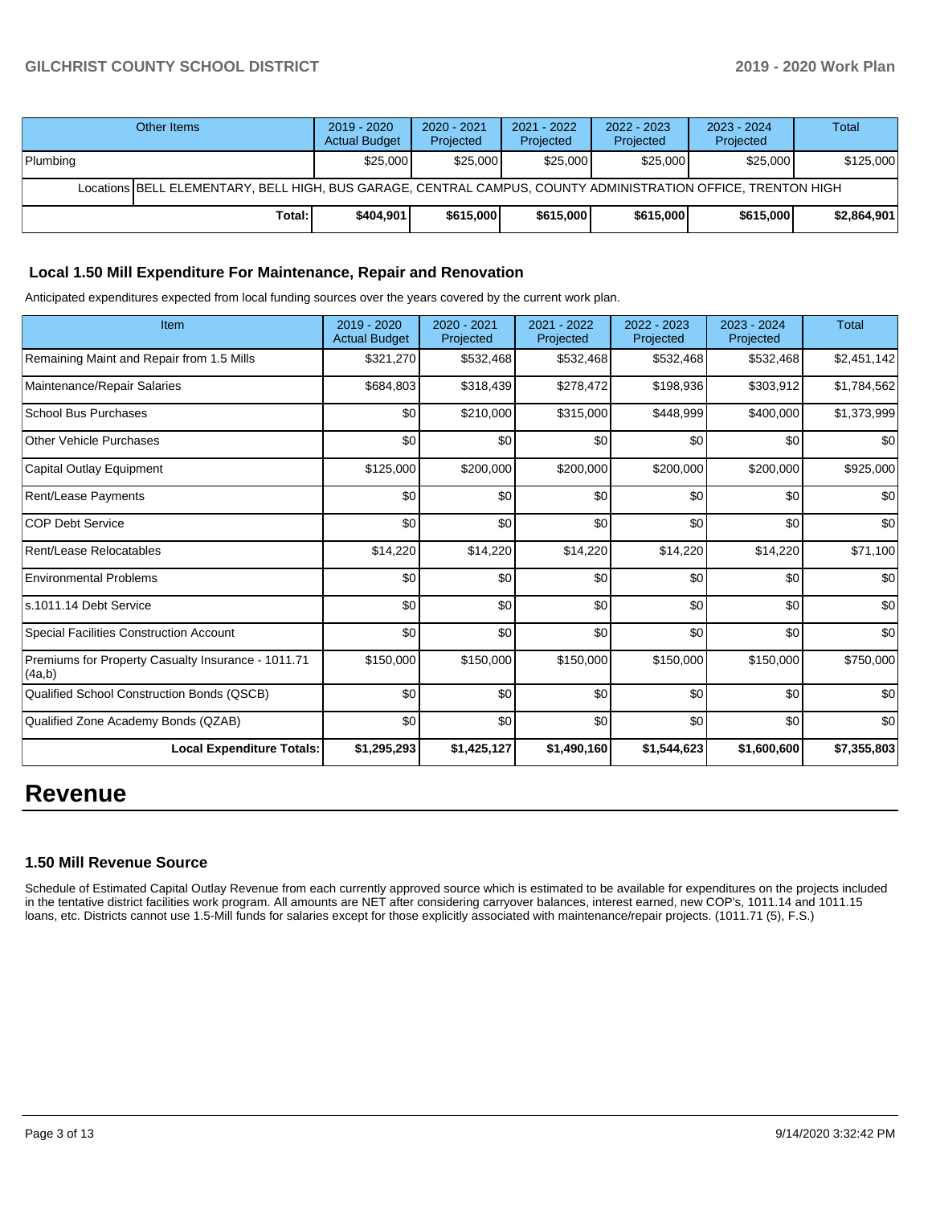| Other Items | | 2019 - 2020 Actual Budget | 2020 - 2021 Projected | 2021 - 2022 Projected | 2022 - 2023 Projected | 2023 - 2024 Projected | Total |
|---|---|---|---|---|---|---|---|
| Plumbing | | $25,000 | $25,000 | $25,000 | $25,000 | $25,000 | $125,000 |
| Locations | BELL ELEMENTARY, BELL HIGH, BUS GARAGE, CENTRAL CAMPUS, COUNTY ADMINISTRATION OFFICE, TRENTON HIGH | | | | | | |
| | **Total:** | **$404,901** | **$615,000** | **$615,000** | **$615,000** | **$615,000** | **$2,864,901** |

### Local 1.50 Mill Expenditure For Maintenance, Repair and Renovation

Anticipated expenditures expected from local funding sources over the years covered by the current work plan.

| Item | 2019 - 2020 Actual Budget | 2020 - 2021 Projected | 2021 - 2022 Projected | 2022 - 2023 Projected | 2023 - 2024 Projected | Total |
|---|---|---|---|---|---|---|
| Remaining Maint and Repair from 1.5 Mills | $321,270 | $532,468 | $532,468 | $532,468 | $532,468 | $2,451,142 |
| Maintenance/Repair Salaries | $684,803 | $318,439 | $278,472 | $198,936 | $303,912 | $1,784,562 |
| School Bus Purchases | $0 | $210,000 | $315,000 | $448,999 | $400,000 | $1,373,999 |
| Other Vehicle Purchases | $0 | $0 | $0 | $0 | $0 | $0 |
| Capital Outlay Equipment | $125,000 | $200,000 | $200,000 | $200,000 | $200,000 | $925,000 |
| Rent/Lease Payments | $0 | $0 | $0 | $0 | $0 | $0 |
| COP Debt Service | $0 | $0 | $0 | $0 | $0 | $0 |
| Rent/Lease Relocatables | $14,220 | $14,220 | $14,220 | $14,220 | $14,220 | $71,100 |
| Environmental Problems | $0 | $0 | $0 | $0 | $0 | $0 |
| s.1011.14 Debt Service | $0 | $0 | $0 | $0 | $0 | $0 |
| Special Facilities Construction Account | $0 | $0 | $0 | $0 | $0 | $0 |
| Premiums for Property Casualty Insurance - 1011.71 (4a,b) | $150,000 | $150,000 | $150,000 | $150,000 | $150,000 | $750,000 |
| Qualified School Construction Bonds (QSCB) | $0 | $0 | $0 | $0 | $0 | $0 |
| Qualified Zone Academy Bonds (QZAB) | $0 | $0 | $0 | $0 | $0 | $0 |
| **Local Expenditure Totals:** | **$1,295,293** | **$1,425,127** | **$1,490,160** | **$1,544,623** | **$1,600,600** | **$7,355,803** |

# Revenue

### 1.50 Mill Revenue Source

Schedule of Estimated Capital Outlay Revenue from each currently approved source which is estimated to be available for expenditures on the projects included in the tentative district facilities work program. All amounts are NET after considering carryover balances, interest earned, new COP's, 1011.14 and 1011.15 loans, etc. Districts cannot use 1.5-Mill funds for salaries except for those explicitly associated with maintenance/repair projects. (1011.71 (5), F.S.)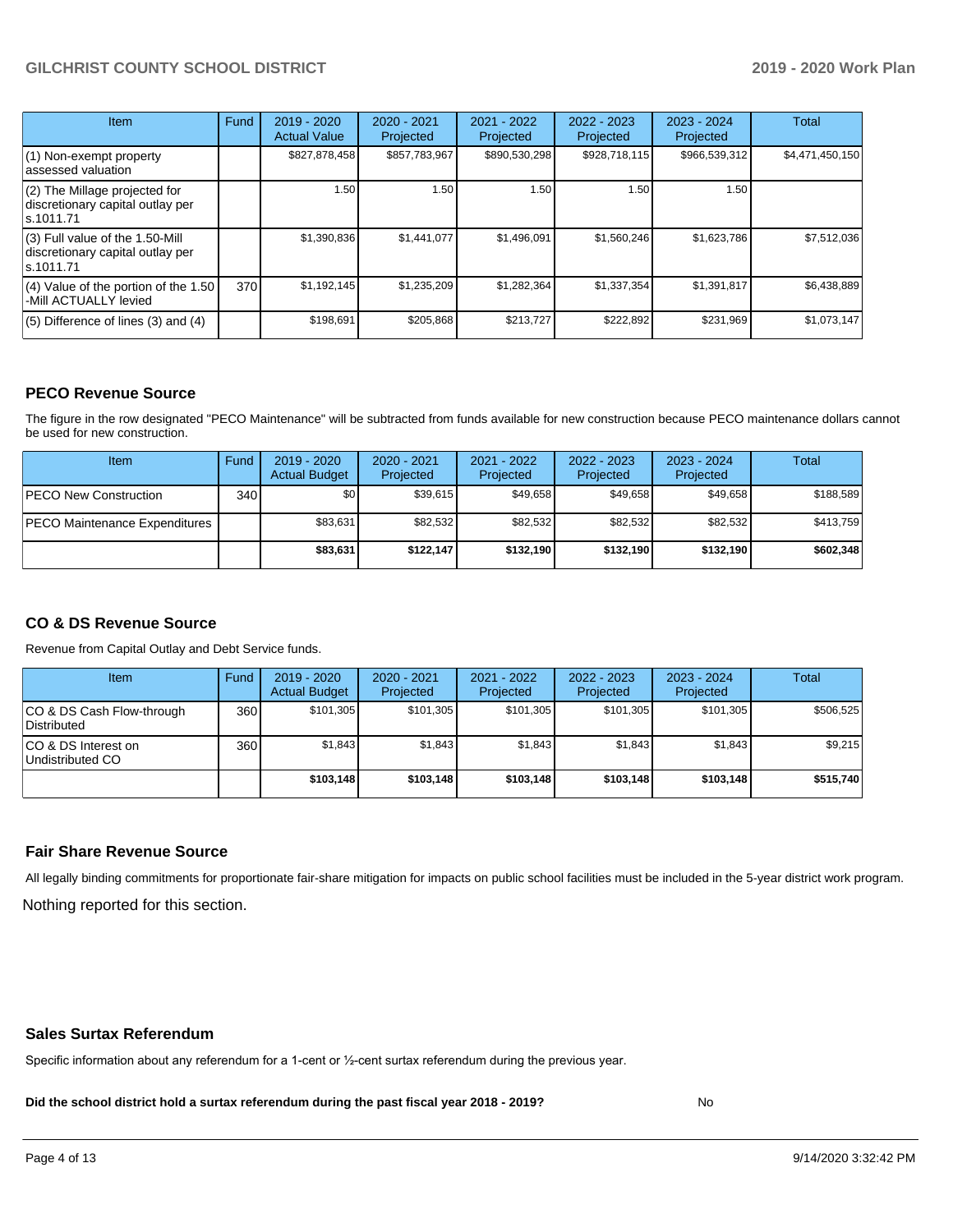| Item | Fund | 2019 - 2020 Actual Value | 2020 - 2021 Projected | 2021 - 2022 Projected | 2022 - 2023 Projected | 2023 - 2024 Projected | Total |
|---|---|---|---|---|---|---|---|
| (1) Non-exempt property assessed valuation | | $827,878,458 | $857,783,967 | $890,530,298 | $928,718,115 | $966,539,312 | $4,471,450,150 |
| (2) The Millage projected for discretionary capital outlay per s.1011.71 | | 1.50 | 1.50 | 1.50 | 1.50 | 1.50 | |
| (3) Full value of the 1.50-Mill discretionary capital outlay per s.1011.71 | | $1,390,836 | $1,441,077 | $1,496,091 | $1,560,246 | $1,623,786 | $7,512,036 |
| (4) Value of the portion of the 1.50 -Mill ACTUALLY levied | 370 | $1,192,145 | $1,235,209 | $1,282,364 | $1,337,354 | $1,391,817 | $6,438,889 |
| (5) Difference of lines (3) and (4) | | $198,691 | $205,868 | $213,727 | $222,892 | $231,969 | $1,073,147 |

## PECO Revenue Source

The figure in the row designated "PECO Maintenance" will be subtracted from funds available for new construction because PECO maintenance dollars cannot be used for new construction.

| Item | Fund | 2019 - 2020 Actual Budget | 2020 - 2021 Projected | 2021 - 2022 Projected | 2022 - 2023 Projected | 2023 - 2024 Projected | Total |
|---|---|---|---|---|---|---|---|
| PECO New Construction | 340 | $0 | $39,615 | $49,658 | $49,658 | $49,658 | $188,589 |
| PECO Maintenance Expenditures | | $83,631 | $82,532 | $82,532 | $82,532 | $82,532 | $413,759 |
| | | **$83,631** | **$122,147** | **$132,190** | **$132,190** | **$132,190** | **$602,348** |

## CO & DS Revenue Source

Revenue from Capital Outlay and Debt Service funds.

| Item | Fund | 2019 - 2020 Actual Budget | 2020 - 2021 Projected | 2021 - 2022 Projected | 2022 - 2023 Projected | 2023 - 2024 Projected | Total |
|---|---|---|---|---|---|---|---|
| CO & DS Cash Flow-through Distributed | 360 | $101,305 | $101,305 | $101,305 | $101,305 | $101,305 | $506,525 |
| CO & DS Interest on Undistributed CO | 360 | $1,843 | $1,843 | $1,843 | $1,843 | $1,843 | $9,215 |
| | | **$103,148** | **$103,148** | **$103,148** | **$103,148** | **$103,148** | **$515,740** |

## Fair Share Revenue Source

All legally binding commitments for proportionate fair-share mitigation for impacts on public school facilities must be included in the 5-year district work program.

Nothing reported for this section.

## Sales Surtax Referendum

Specific information about any referendum for a 1-cent or ½-cent surtax referendum during the previous year.

**Did the school district hold a surtax referendum during the past fiscal year 2018 - 2019?** No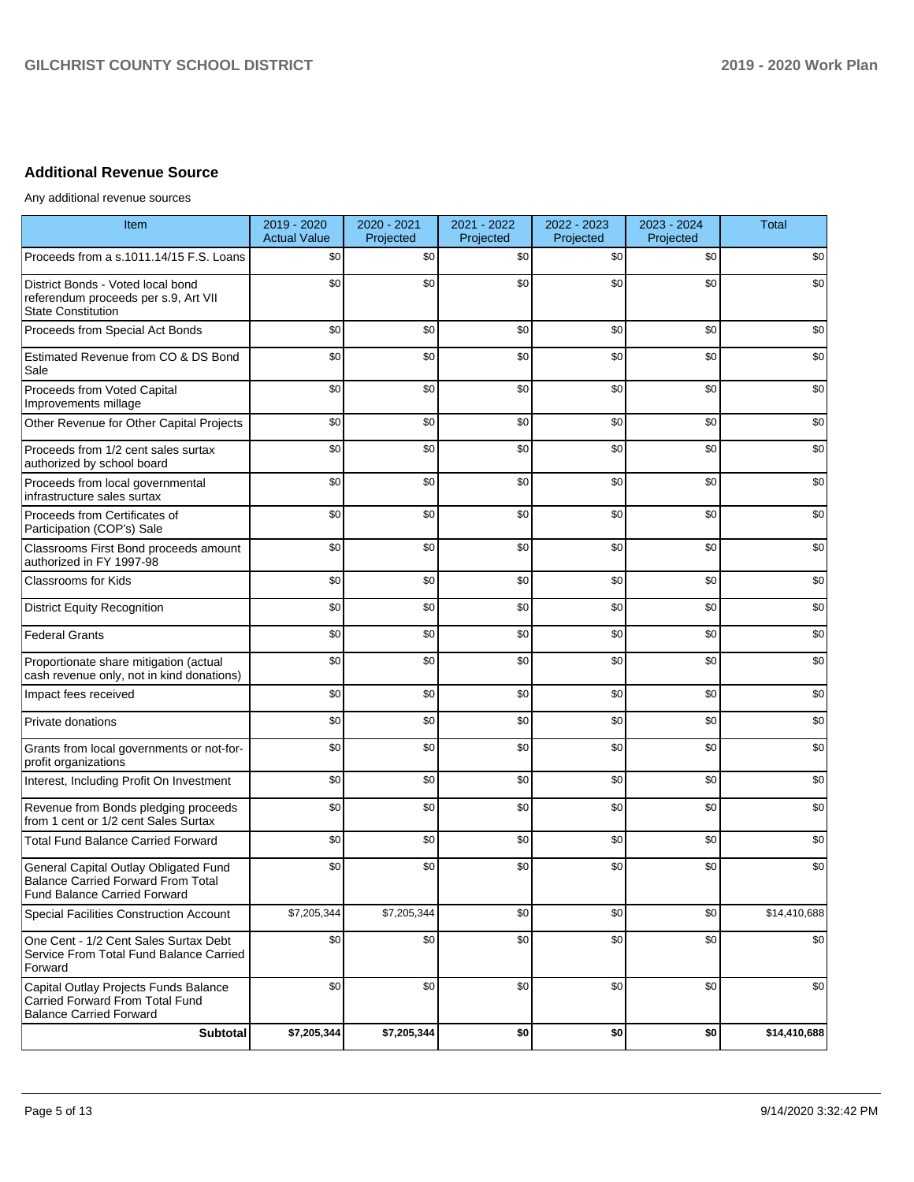## Additional Revenue Source

Any additional revenue sources

| Item | 2019 - 2020 Actual Value | 2020 - 2021 Projected | 2021 - 2022 Projected | 2022 - 2023 Projected | 2023 - 2024 Projected | Total |
|---|---|---|---|---|---|---|
| Proceeds from a s.1011.14/15 F.S. Loans | $0 | $0 | $0 | $0 | $0 | $0 |
| District Bonds - Voted local bond referendum proceeds per s.9, Art VII State Constitution | $0 | $0 | $0 | $0 | $0 | $0 |
| Proceeds from Special Act Bonds | $0 | $0 | $0 | $0 | $0 | $0 |
| Estimated Revenue from CO & DS Bond Sale | $0 | $0 | $0 | $0 | $0 | $0 |
| Proceeds from Voted Capital Improvements millage | $0 | $0 | $0 | $0 | $0 | $0 |
| Other Revenue for Other Capital Projects | $0 | $0 | $0 | $0 | $0 | $0 |
| Proceeds from 1/2 cent sales surtax authorized by school board | $0 | $0 | $0 | $0 | $0 | $0 |
| Proceeds from local governmental infrastructure sales surtax | $0 | $0 | $0 | $0 | $0 | $0 |
| Proceeds from Certificates of Participation (COP's) Sale | $0 | $0 | $0 | $0 | $0 | $0 |
| Classrooms First Bond proceeds amount authorized in FY 1997-98 | $0 | $0 | $0 | $0 | $0 | $0 |
| Classrooms for Kids | $0 | $0 | $0 | $0 | $0 | $0 |
| District Equity Recognition | $0 | $0 | $0 | $0 | $0 | $0 |
| Federal Grants | $0 | $0 | $0 | $0 | $0 | $0 |
| Proportionate share mitigation (actual cash revenue only, not in kind donations) | $0 | $0 | $0 | $0 | $0 | $0 |
| Impact fees received | $0 | $0 | $0 | $0 | $0 | $0 |
| Private donations | $0 | $0 | $0 | $0 | $0 | $0 |
| Grants from local governments or not-for-profit organizations | $0 | $0 | $0 | $0 | $0 | $0 |
| Interest, Including Profit On Investment | $0 | $0 | $0 | $0 | $0 | $0 |
| Revenue from Bonds pledging proceeds from 1 cent or 1/2 cent Sales Surtax | $0 | $0 | $0 | $0 | $0 | $0 |
| Total Fund Balance Carried Forward | $0 | $0 | $0 | $0 | $0 | $0 |
| General Capital Outlay Obligated Fund Balance Carried Forward From Total Fund Balance Carried Forward | $0 | $0 | $0 | $0 | $0 | $0 |
| Special Facilities Construction Account | $7,205,344 | $7,205,344 | $0 | $0 | $0 | $14,410,688 |
| One Cent - 1/2 Cent Sales Surtax Debt Service From Total Fund Balance Carried Forward | $0 | $0 | $0 | $0 | $0 | $0 |
| Capital Outlay Projects Funds Balance Carried Forward From Total Fund Balance Carried Forward | $0 | $0 | $0 | $0 | $0 | $0 |
| **Subtotal** | **$7,205,344** | **$7,205,344** | **$0** | **$0** | **$0** | **$14,410,688** |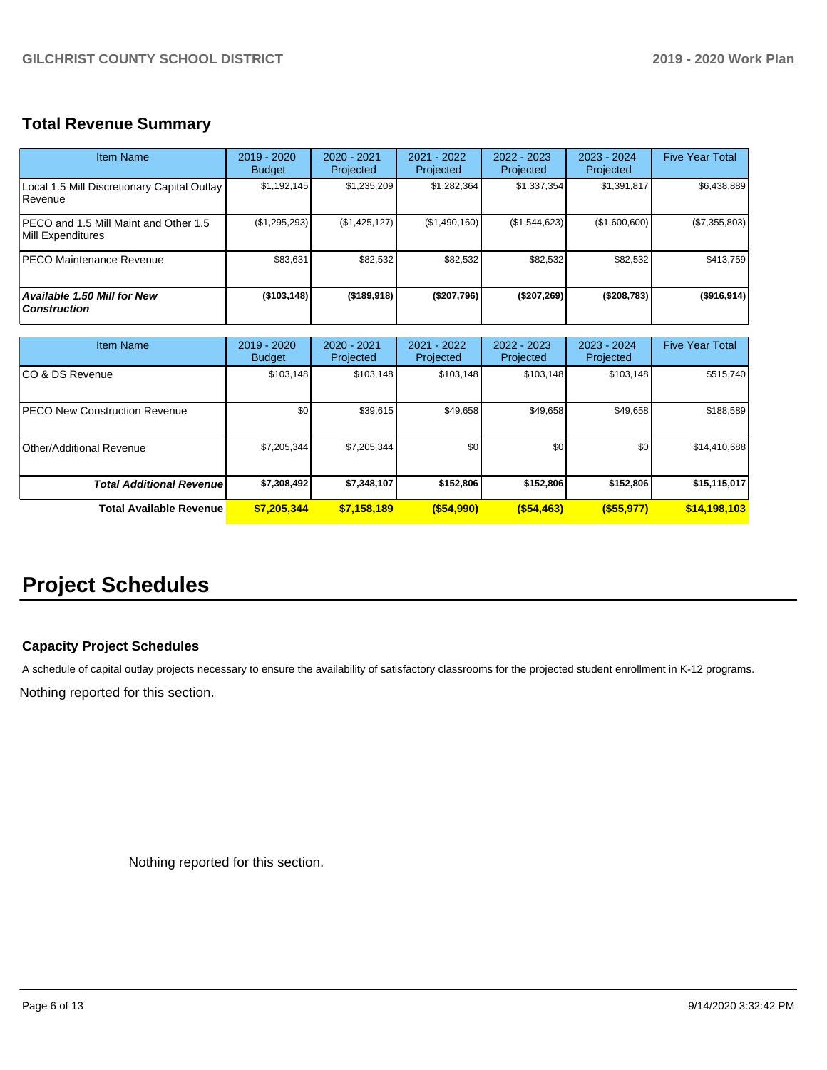## Total Revenue Summary

| Item Name | 2019 - 2020 Budget | 2020 - 2021 Projected | 2021 - 2022 Projected | 2022 - 2023 Projected | 2023 - 2024 Projected | Five Year Total |
|---|---|---|---|---|---|---|
| Local 1.5 Mill Discretionary Capital Outlay Revenue | $1,192,145 | $1,235,209 | $1,282,364 | $1,337,354 | $1,391,817 | $6,438,889 |
| PECO and 1.5 Mill Maint and Other 1.5 Mill Expenditures | ($1,295,293) | ($1,425,127) | ($1,490,160) | ($1,544,623) | ($1,600,600) | ($7,355,803) |
| PECO Maintenance Revenue | $83,631 | $82,532 | $82,532 | $82,532 | $82,532 | $413,759 |
| ***Available 1.50 Mill for New Construction*** | **($103,148)** | **($189,918)** | **($207,796)** | **($207,269)** | **($208,783)** | **($916,914)** |

| Item Name | 2019 - 2020 Budget | 2020 - 2021 Projected | 2021 - 2022 Projected | 2022 - 2023 Projected | 2023 - 2024 Projected | Five Year Total |
|---|---|---|---|---|---|---|
| CO & DS Revenue | $103,148 | $103,148 | $103,148 | $103,148 | $103,148 | $515,740 |
| PECO New Construction Revenue | $0 | $39,615 | $49,658 | $49,658 | $49,658 | $188,589 |
| Other/Additional Revenue | $7,205,344 | $7,205,344 | $0 | $0 | $0 | $14,410,688 |
| ***Total Additional Revenue*** | **$7,308,492** | **$7,348,107** | **$152,806** | **$152,806** | **$152,806** | **$15,115,017** |
| **Total Available Revenue** | **$7,205,344** | **$7,158,189** | **($54,990)** | **($54,463)** | **($55,977)** | **$14,198,103** |

# Project Schedules

### Capacity Project Schedules

A schedule of capital outlay projects necessary to ensure the availability of satisfactory classrooms for the projected student enrollment in K-12 programs.

Nothing reported for this section.

Nothing reported for this section.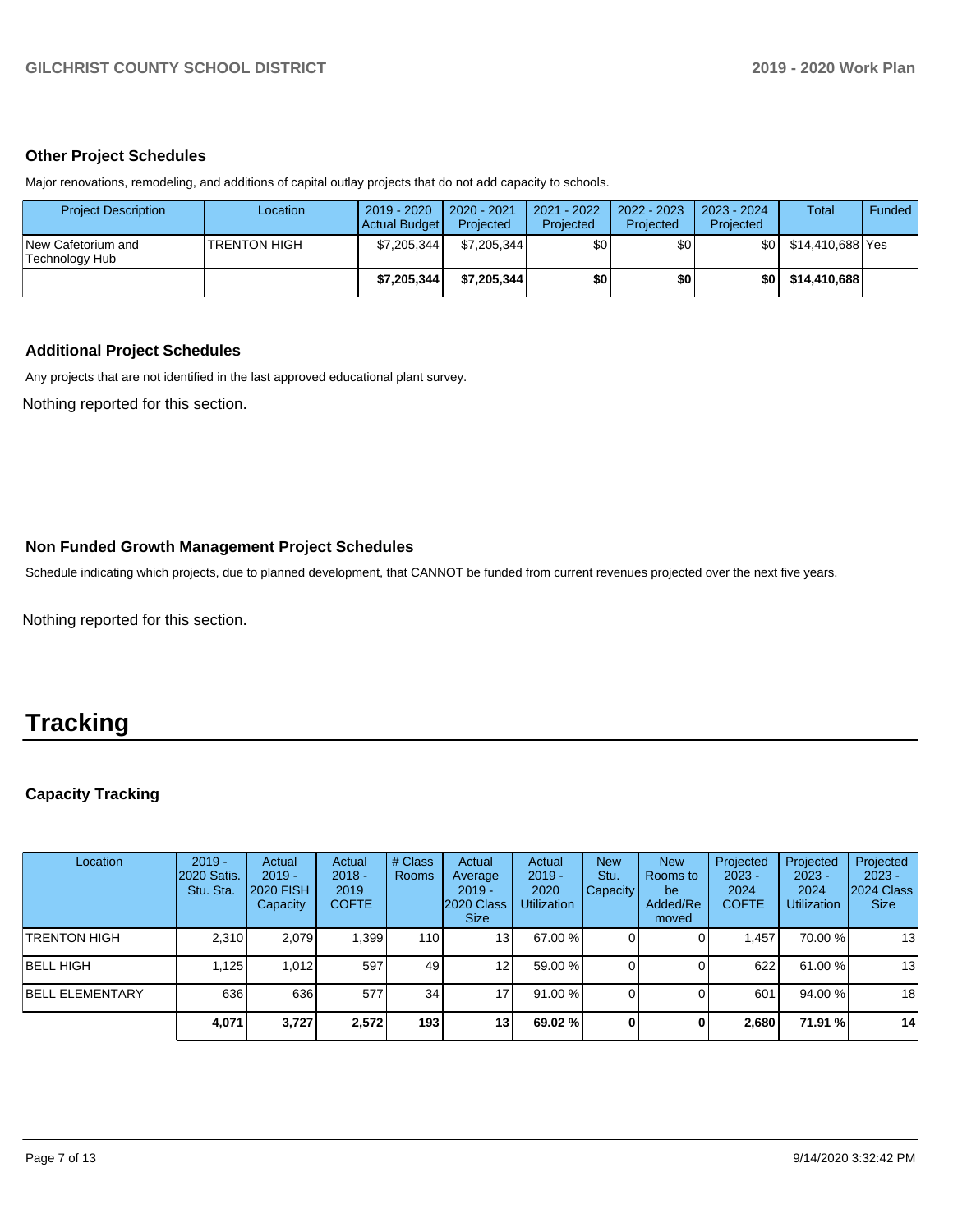## Other Project Schedules

Major renovations, remodeling, and additions of capital outlay projects that do not add capacity to schools.

| Project Description | Location | 2019 - 2020 Actual Budget | 2020 - 2021 Projected | 2021 - 2022 Projected | 2022 - 2023 Projected | 2023 - 2024 Projected | Total | Funded |
|---|---|---|---|---|---|---|---|---|
| New Cafetorium and Technology Hub | TRENTON HIGH | $7,205,344 | $7,205,344 | $0 | $0 | $0 | $14,410,688 | Yes |
| | | **$7,205,344** | **$7,205,344** | **$0** | **$0** | **$0** | **$14,410,688** | |

## Additional Project Schedules

Any projects that are not identified in the last approved educational plant survey.

Nothing reported for this section.

## Non Funded Growth Management Project Schedules

Schedule indicating which projects, due to planned development, that CANNOT be funded from current revenues projected over the next five years.

Nothing reported for this section.

# Tracking

## Capacity Tracking

| Location | 2019 - 2020 Satis. Stu. Sta. | Actual 2019 - 2020 FISH Capacity | Actual 2018 - 2019 COFTE | # Class Rooms | Actual Average 2019 - 2020 Class Size | Actual 2019 - 2020 Utilization | New Stu. Capacity | New Rooms to be Added/Removed | Projected 2023 - 2024 COFTE | Projected 2023 - 2024 Utilization | Projected 2023 - 2024 Class Size |
|---|---|---|---|---|---|---|---|---|---|---|---|
| TRENTON HIGH | 2,310 | 2,079 | 1,399 | 110 | 13 | 67.00 % | 0 | 0 | 1,457 | 70.00 % | 13 |
| BELL HIGH | 1,125 | 1,012 | 597 | 49 | 12 | 59.00 % | 0 | 0 | 622 | 61.00 % | 13 |
| BELL ELEMENTARY | 636 | 636 | 577 | 34 | 17 | 91.00 % | 0 | 0 | 601 | 94.00 % | 18 |
| | **4,071** | **3,727** | **2,572** | **193** | **13** | **69.02 %** | **0** | **0** | **2,680** | **71.91 %** | **14** |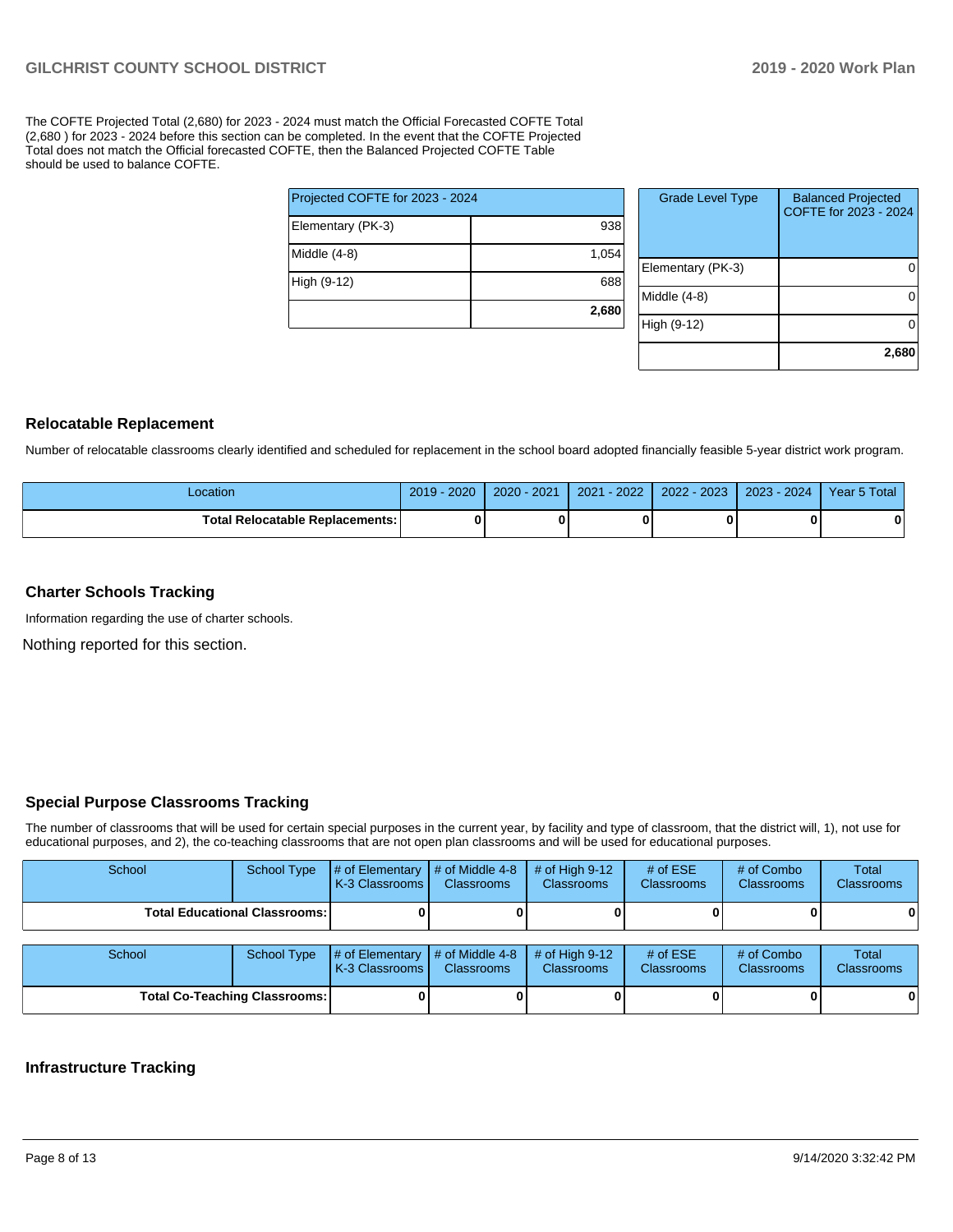The COFTE Projected Total (2,680) for 2023 - 2024 must match the Official Forecasted COFTE Total (2,680 ) for 2023 - 2024 before this section can be completed. In the event that the COFTE Projected Total does not match the Official forecasted COFTE, then the Balanced Projected COFTE Table should be used to balance COFTE.

| Projected COFTE for 2023 - 2024 | |
|---|---|
| Elementary (PK-3) | 938 |
| Middle (4-8) | 1,054 |
| High (9-12) | 688 |
| | **2,680** |

| Grade Level Type | Balanced Projected COFTE for 2023 - 2024 |
|---|---|
| Elementary (PK-3) | 0 |
| Middle (4-8) | 0 |
| High (9-12) | 0 |
| | **2,680** |

## Relocatable Replacement

Number of relocatable classrooms clearly identified and scheduled for replacement in the school board adopted financially feasible 5-year district work program.

| Location | 2019 - 2020 | 2020 - 2021 | 2021 - 2022 | 2022 - 2023 | 2023 - 2024 | Year 5 Total |
|---|---|---|---|---|---|---|
| **Total Relocatable Replacements:** | **0** | **0** | **0** | **0** | **0** | **0** |

## Charter Schools Tracking

Information regarding the use of charter schools.

Nothing reported for this section.

## Special Purpose Classrooms Tracking

The number of classrooms that will be used for certain special purposes in the current year, by facility and type of classroom, that the district will, 1), not use for educational purposes, and 2), the co-teaching classrooms that are not open plan classrooms and will be used for educational purposes.

| School | School Type | # of Elementary K-3 Classrooms | # of Middle 4-8 Classrooms | # of High 9-12 Classrooms | # of ESE Classrooms | # of Combo Classrooms | Total Classrooms |
|---|---|---|---|---|---|---|---|
| **Total Educational Classrooms:** | | **0** | **0** | **0** | **0** | **0** | **0** |

| School | School Type | # of Elementary K-3 Classrooms | # of Middle 4-8 Classrooms | # of High 9-12 Classrooms | # of ESE Classrooms | # of Combo Classrooms | Total Classrooms |
|---|---|---|---|---|---|---|---|
| **Total Co-Teaching Classrooms:** | | **0** | **0** | **0** | **0** | **0** | **0** |

## Infrastructure Tracking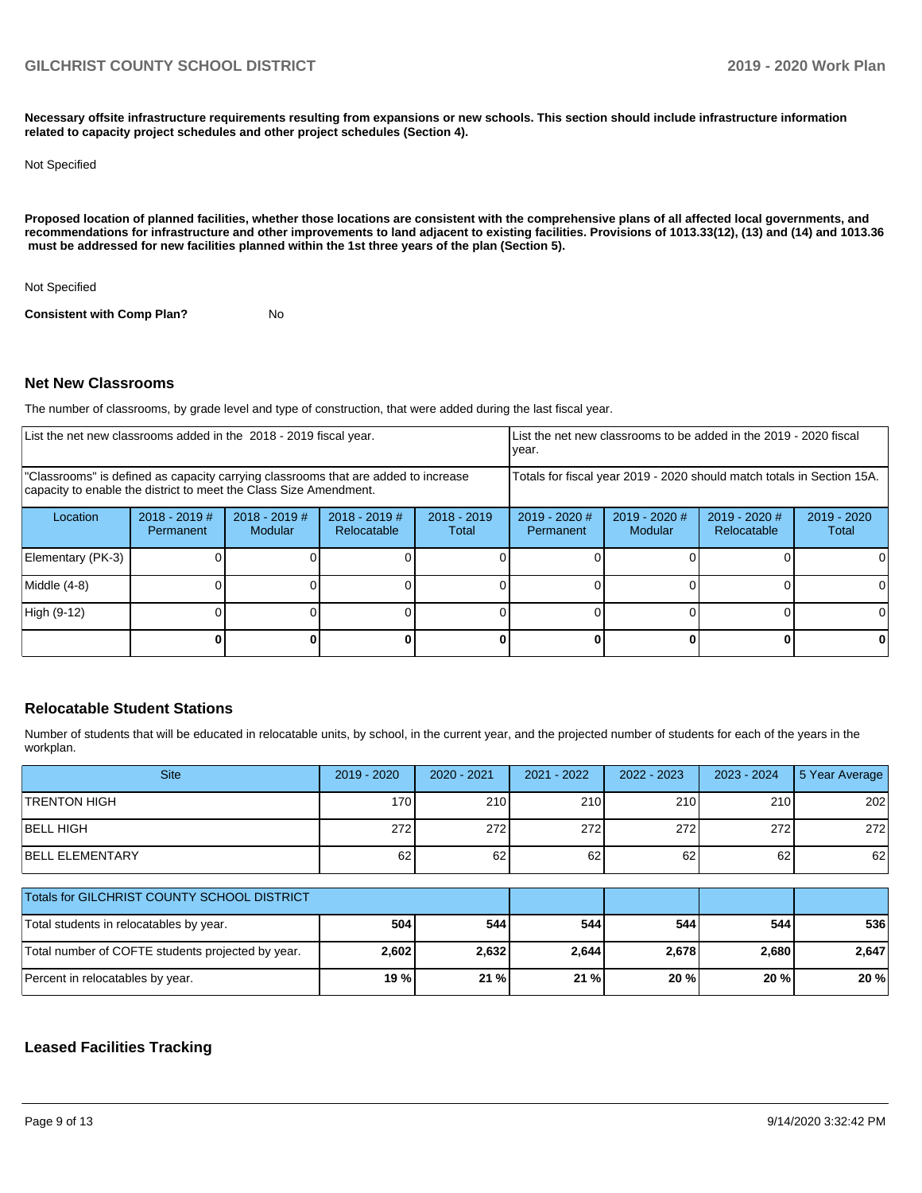**Necessary offsite infrastructure requirements resulting from expansions or new schools. This section should include infrastructure information related to capacity project schedules and other project schedules (Section 4).**

Not Specified

**Proposed location of planned facilities, whether those locations are consistent with the comprehensive plans of all affected local governments, and recommendations for infrastructure and other improvements to land adjacent to existing facilities. Provisions of 1013.33(12), (13) and (14) and 1013.36 must be addressed for new facilities planned within the 1st three years of the plan (Section 5).**

Not Specified

**Consistent with Comp Plan?** No

## Net New Classrooms

The number of classrooms, by grade level and type of construction, that were added during the last fiscal year.

| List the net new classrooms added in the 2018 - 2019 fiscal year. | | | | | List the net new classrooms to be added in the 2019 - 2020 fiscal year. | | | |
|---|---|---|---|---|---|---|---|---|
| "Classrooms" is defined as capacity carrying classrooms that are added to increase capacity to enable the district to meet the Class Size Amendment. | | | | | Totals for fiscal year 2019 - 2020 should match totals in Section 15A. | | | |
| Location | 2018 - 2019 # Permanent | 2018 - 2019 # Modular | 2018 - 2019 # Relocatable | 2018 - 2019 Total | 2019 - 2020 # Permanent | 2019 - 2020 # Modular | 2019 - 2020 # Relocatable | 2019 - 2020 Total |
| Elementary (PK-3) | 0 | 0 | 0 | 0 | 0 | 0 | 0 | 0 |
| Middle (4-8) | 0 | 0 | 0 | 0 | 0 | 0 | 0 | 0 |
| High (9-12) | 0 | 0 | 0 | 0 | 0 | 0 | 0 | 0 |
| | **0** | **0** | **0** | **0** | **0** | **0** | **0** | **0** |

## Relocatable Student Stations

Number of students that will be educated in relocatable units, by school, in the current year, and the projected number of students for each of the years in the workplan.

| Site | 2019 - 2020 | 2020 - 2021 | 2021 - 2022 | 2022 - 2023 | 2023 - 2024 | 5 Year Average |
|---|---|---|---|---|---|---|
| TRENTON HIGH | 170 | 210 | 210 | 210 | 210 | 202 |
| BELL HIGH | 272 | 272 | 272 | 272 | 272 | 272 |
| BELL ELEMENTARY | 62 | 62 | 62 | 62 | 62 | 62 |

| Totals for GILCHRIST COUNTY SCHOOL DISTRICT | | | | | | |
|---|---|---|---|---|---|---|
| Total students in relocatables by year. | **504** | **544** | **544** | **544** | **544** | **536** |
| Total number of COFTE students projected by year. | **2,602** | **2,632** | **2,644** | **2,678** | **2,680** | **2,647** |
| Percent in relocatables by year. | **19 %** | **21 %** | **21 %** | **20 %** | **20 %** | **20 %** |

## Leased Facilities Tracking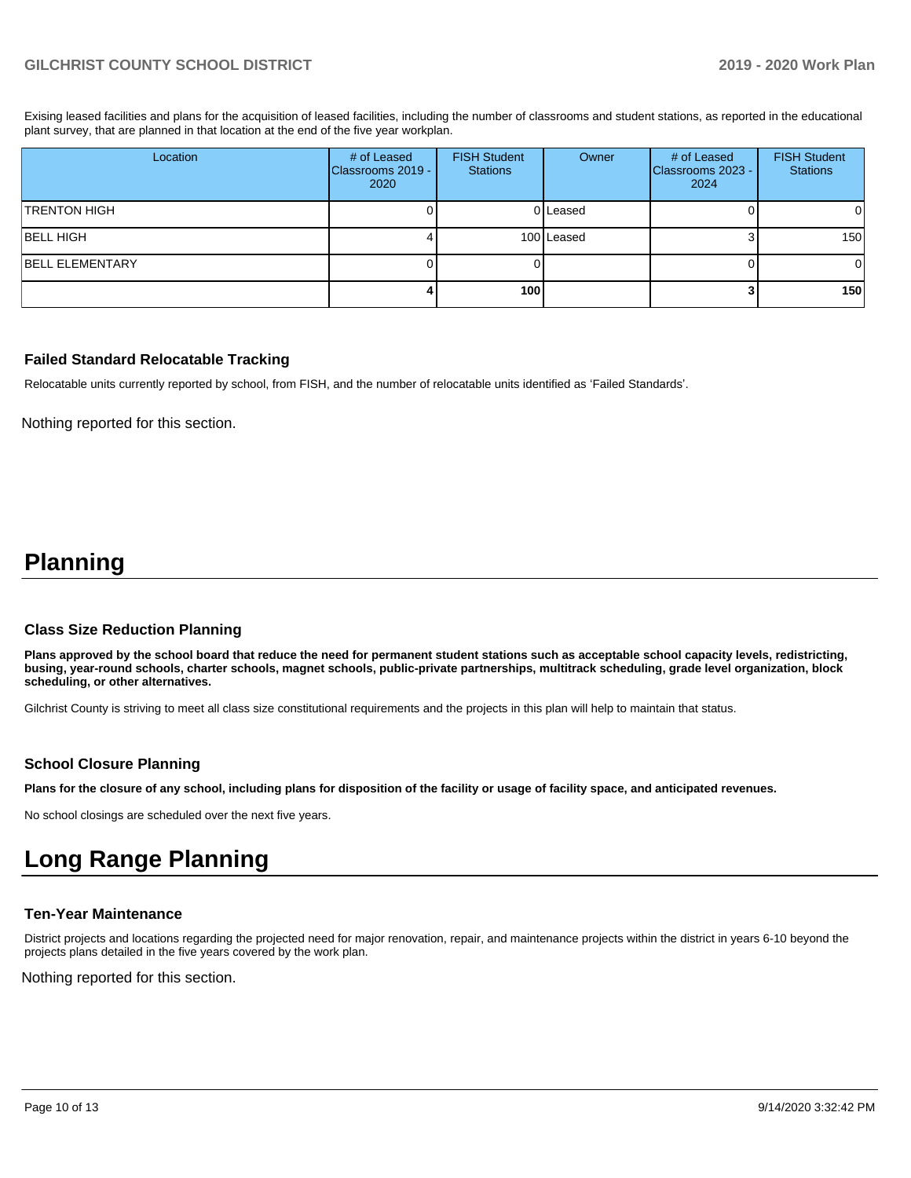Exising leased facilities and plans for the acquisition of leased facilities, including the number of classrooms and student stations, as reported in the educational plant survey, that are planned in that location at the end of the five year workplan.

| Location | # of Leased Classrooms 2019 - 2020 | FISH Student Stations | Owner | # of Leased Classrooms 2023 - 2024 | FISH Student Stations |
|---|---|---|---|---|---|
| TRENTON HIGH | 0 | 0 | Leased | 0 | 0 |
| BELL HIGH | 4 | 100 | Leased | 3 | 150 |
| BELL ELEMENTARY | 0 | 0 | | 0 | 0 |
| | **4** | **100** | | **3** | **150** |

### Failed Standard Relocatable Tracking

Relocatable units currently reported by school, from FISH, and the number of relocatable units identified as 'Failed Standards'.

Nothing reported for this section.

# Planning

### Class Size Reduction Planning

**Plans approved by the school board that reduce the need for permanent student stations such as acceptable school capacity levels, redistricting, busing, year-round schools, charter schools, magnet schools, public-private partnerships, multitrack scheduling, grade level organization, block scheduling, or other alternatives.**

Gilchrist County is striving to meet all class size constitutional requirements and the projects in this plan will help to maintain that status.

### School Closure Planning

**Plans for the closure of any school, including plans for disposition of the facility or usage of facility space, and anticipated revenues.**

No school closings are scheduled over the next five years.

# Long Range Planning

### Ten-Year Maintenance

District projects and locations regarding the projected need for major renovation, repair, and maintenance projects within the district in years 6-10 beyond the projects plans detailed in the five years covered by the work plan.

Nothing reported for this section.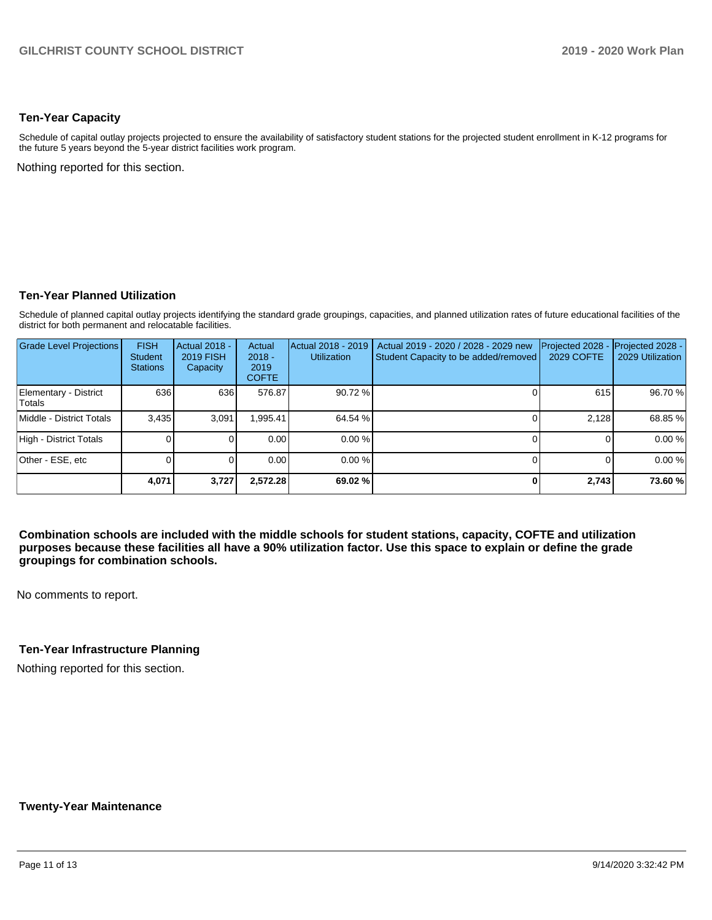## Ten-Year Capacity

Schedule of capital outlay projects projected to ensure the availability of satisfactory student stations for the projected student enrollment in K-12 programs for the future 5 years beyond the 5-year district facilities work program.

Nothing reported for this section.

## Ten-Year Planned Utilization

Schedule of planned capital outlay projects identifying the standard grade groupings, capacities, and planned utilization rates of future educational facilities of the district for both permanent and relocatable facilities.

| Grade Level Projections | FISH Student Stations | Actual 2018 - 2019 FISH Capacity | Actual 2018 - 2019 COFTE | Actual 2018 - 2019 Utilization | Actual 2019 - 2020 / 2028 - 2029 new Student Capacity to be added/removed | Projected 2028 - 2029 COFTE | Projected 2028 - 2029 Utilization |
|---|---|---|---|---|---|---|---|
| Elementary - District Totals | 636 | 636 | 576.87 | 90.72 % | 0 | 615 | 96.70 % |
| Middle - District Totals | 3,435 | 3,091 | 1,995.41 | 64.54 % | 0 | 2,128 | 68.85 % |
| High - District Totals | 0 | 0 | 0.00 | 0.00 % | 0 | 0 | 0.00 % |
| Other - ESE, etc | 0 | 0 | 0.00 | 0.00 % | 0 | 0 | 0.00 % |
| | **4,071** | **3,727** | **2,572.28** | **69.02 %** | **0** | **2,743** | **73.60 %** |

**Combination schools are included with the middle schools for student stations, capacity, COFTE and utilization purposes because these facilities all have a 90% utilization factor. Use this space to explain or define the grade groupings for combination schools.**

No comments to report.

## Ten-Year Infrastructure Planning

Nothing reported for this section.

## Twenty-Year Maintenance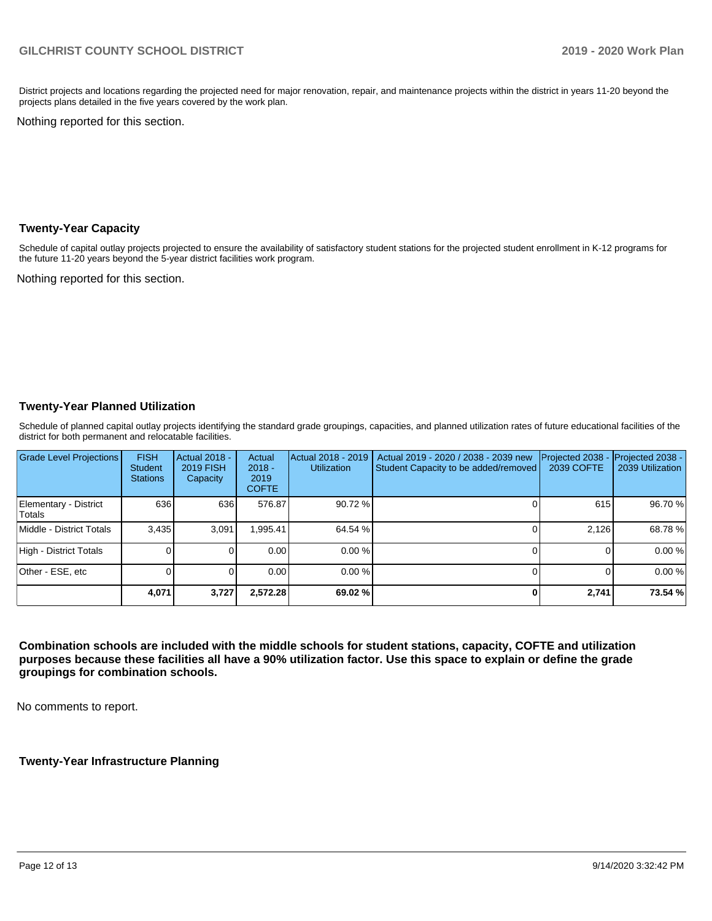District projects and locations regarding the projected need for major renovation, repair, and maintenance projects within the district in years 11-20 beyond the projects plans detailed in the five years covered by the work plan.

Nothing reported for this section.

## Twenty-Year Capacity

Schedule of capital outlay projects projected to ensure the availability of satisfactory student stations for the projected student enrollment in K-12 programs for the future 11-20 years beyond the 5-year district facilities work program.

Nothing reported for this section.

## Twenty-Year Planned Utilization

Schedule of planned capital outlay projects identifying the standard grade groupings, capacities, and planned utilization rates of future educational facilities of the district for both permanent and relocatable facilities.

| Grade Level Projections | FISH Student Stations | Actual 2018 - 2019 FISH Capacity | Actual 2018 - 2019 COFTE | Actual 2018 - 2019 Utilization | Actual 2019 - 2020 / 2038 - 2039 new Student Capacity to be added/removed | Projected 2038 - 2039 COFTE | Projected 2038 - 2039 Utilization |
|---|---|---|---|---|---|---|---|
| Elementary - District Totals | 636 | 636 | 576.87 | 90.72 % | 0 | 615 | 96.70 % |
| Middle - District Totals | 3,435 | 3,091 | 1,995.41 | 64.54 % | 0 | 2,126 | 68.78 % |
| High - District Totals | 0 | 0 | 0.00 | 0.00 % | 0 | 0 | 0.00 % |
| Other - ESE, etc | 0 | 0 | 0.00 | 0.00 % | 0 | 0 | 0.00 % |
| | **4,071** | **3,727** | **2,572.28** | **69.02 %** | **0** | **2,741** | **73.54 %** |

**Combination schools are included with the middle schools for student stations, capacity, COFTE and utilization purposes because these facilities all have a 90% utilization factor. Use this space to explain or define the grade groupings for combination schools.**

No comments to report.

## Twenty-Year Infrastructure Planning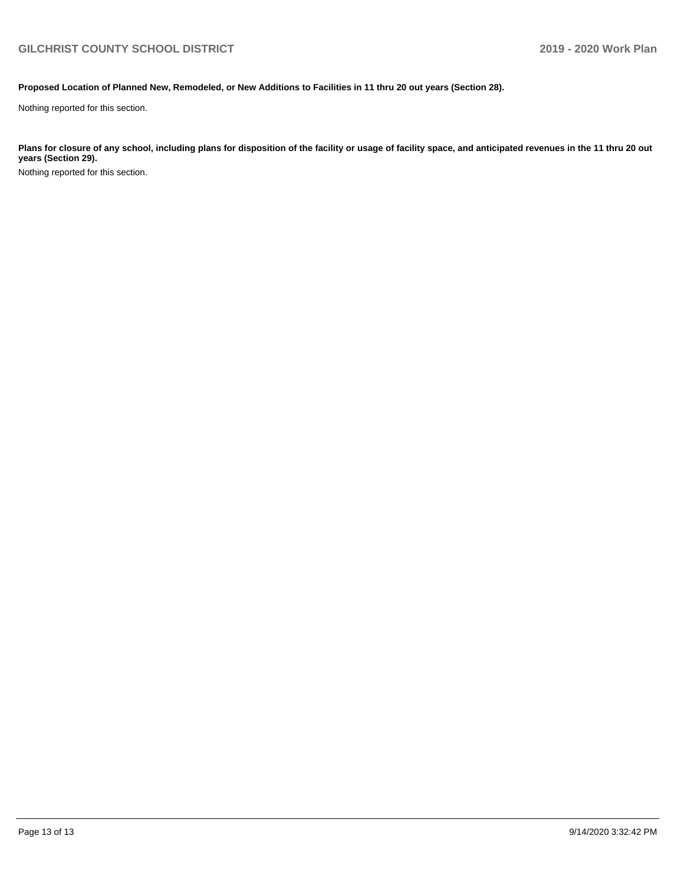**Proposed Location of Planned New, Remodeled, or New Additions to Facilities in 11 thru 20 out years (Section 28).**

Nothing reported for this section.

**Plans for closure of any school, including plans for disposition of the facility or usage of facility space, and anticipated revenues in the 11 thru 20 out years (Section 29).**

Nothing reported for this section.